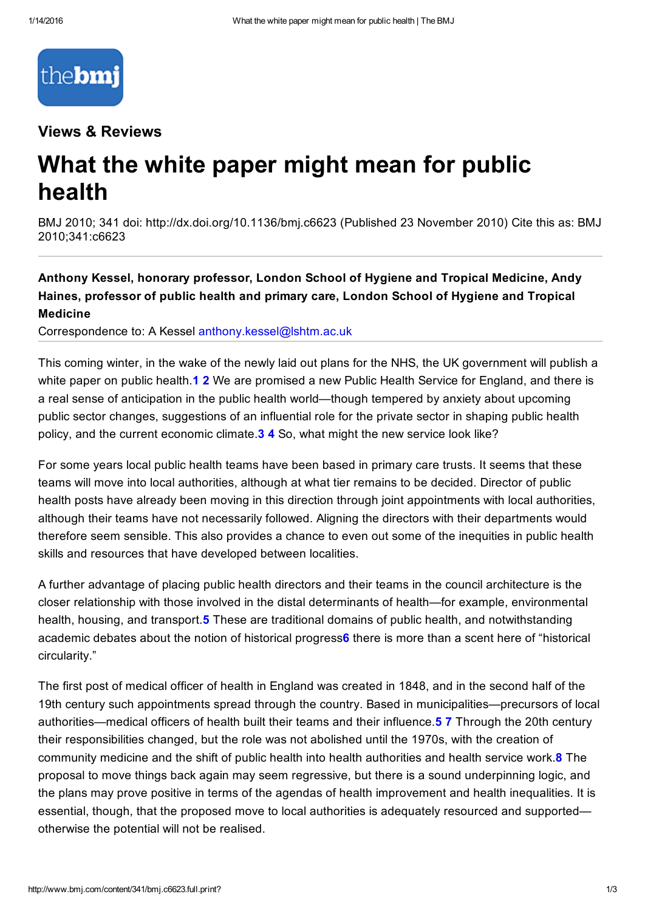Views & Reviews

# What the white paper might mean for public health

BMJ 2010; 341 doi: http://dx.doi.org/10.1136/bmj.c6623 (Published 23 November 2010) Cite this as: BMJ 2010;341:c6623

**Anthony Kessel, honorary professor, London School of Hygiene and Tropical Medicine, Andy Haines, professor of public health and primary care, London School of Hygiene and Tropical Medicine**

Correspondence to: A Kessel anthony.kessel@lshtm.ac.uk

This coming winter, in the wake of the newly laid out plans for the NHS, the UK government will publish a white paper on public health.[1 2] We are promised a new Public Health Service for England, and there is a real sense of anticipation in the public health world—though tempered by anxiety about upcoming public sector changes, suggestions of an influential role for the private sector in shaping public health policy, and the current economic climate.[3 4] So, what might the new service look like?

For some years local public health teams have been based in primary care trusts. It seems that these teams will move into local authorities, although at what tier remains to be decided. Director of public health posts have already been moving in this direction through joint appointments with local authorities, although their teams have not necessarily followed. Aligning the directors with their departments would therefore seem sensible. This also provides a chance to even out some of the inequities in public health skills and resources that have developed between localities.

A further advantage of placing public health directors and their teams in the council architecture is the closer relationship with those involved in the distal determinants of health—for example, environmental health, housing, and transport.[5] These are traditional domains of public health, and notwithstanding academic debates about the notion of historical progress[6] there is more than a scent here of "historical circularity."

The first post of medical officer of health in England was created in 1848, and in the second half of the 19th century such appointments spread through the country. Based in municipalities—precursors of local authorities—medical officers of health built their teams and their influence.[5 7] Through the 20th century their responsibilities changed, but the role was not abolished until the 1970s, with the creation of community medicine and the shift of public health into health authorities and health service work.[8] The proposal to move things back again may seem regressive, but there is a sound underpinning logic, and the plans may prove positive in terms of the agendas of health improvement and health inequalities. It is essential, though, that the proposed move to local authorities is adequately resourced and supported—otherwise the potential will not be realised.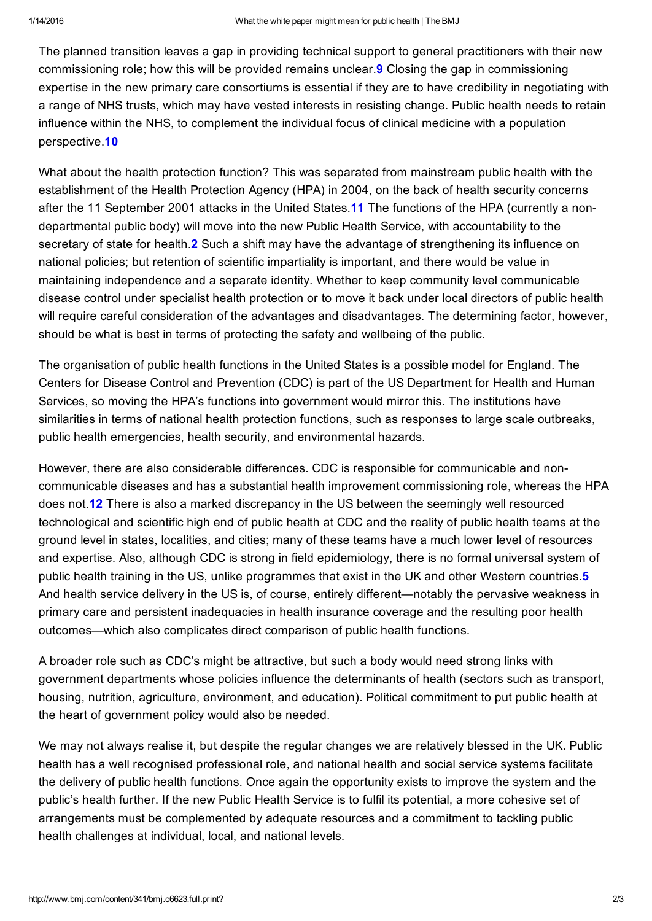The planned transition leaves a gap in providing technical support to general practitioners with their new commissioning role; how this will be provided remains unclear.[9] Closing the gap in commissioning expertise in the new primary care consortiums is essential if they are to have credibility in negotiating with a range of NHS trusts, which may have vested interests in resisting change. Public health needs to retain influence within the NHS, to complement the individual focus of clinical medicine with a population perspective.[10]

What about the health protection function? This was separated from mainstream public health with the establishment of the Health Protection Agency (HPA) in 2004, on the back of health security concerns after the 11 September 2001 attacks in the United States.[11] The functions of the HPA (currently a non-departmental public body) will move into the new Public Health Service, with accountability to the secretary of state for health.[2] Such a shift may have the advantage of strengthening its influence on national policies; but retention of scientific impartiality is important, and there would be value in maintaining independence and a separate identity. Whether to keep community level communicable disease control under specialist health protection or to move it back under local directors of public health will require careful consideration of the advantages and disadvantages. The determining factor, however, should be what is best in terms of protecting the safety and wellbeing of the public.

The organisation of public health functions in the United States is a possible model for England. The Centers for Disease Control and Prevention (CDC) is part of the US Department for Health and Human Services, so moving the HPA's functions into government would mirror this. The institutions have similarities in terms of national health protection functions, such as responses to large scale outbreaks, public health emergencies, health security, and environmental hazards.

However, there are also considerable differences. CDC is responsible for communicable and non-communicable diseases and has a substantial health improvement commissioning role, whereas the HPA does not.[12] There is also a marked discrepancy in the US between the seemingly well resourced technological and scientific high end of public health at CDC and the reality of public health teams at the ground level in states, localities, and cities; many of these teams have a much lower level of resources and expertise. Also, although CDC is strong in field epidemiology, there is no formal universal system of public health training in the US, unlike programmes that exist in the UK and other Western countries.[5] And health service delivery in the US is, of course, entirely different—notably the pervasive weakness in primary care and persistent inadequacies in health insurance coverage and the resulting poor health outcomes—which also complicates direct comparison of public health functions.

A broader role such as CDC's might be attractive, but such a body would need strong links with government departments whose policies influence the determinants of health (sectors such as transport, housing, nutrition, agriculture, environment, and education). Political commitment to put public health at the heart of government policy would also be needed.

We may not always realise it, but despite the regular changes we are relatively blessed in the UK. Public health has a well recognised professional role, and national health and social service systems facilitate the delivery of public health functions. Once again the opportunity exists to improve the system and the public's health further. If the new Public Health Service is to fulfil its potential, a more cohesive set of arrangements must be complemented by adequate resources and a commitment to tackling public health challenges at individual, local, and national levels.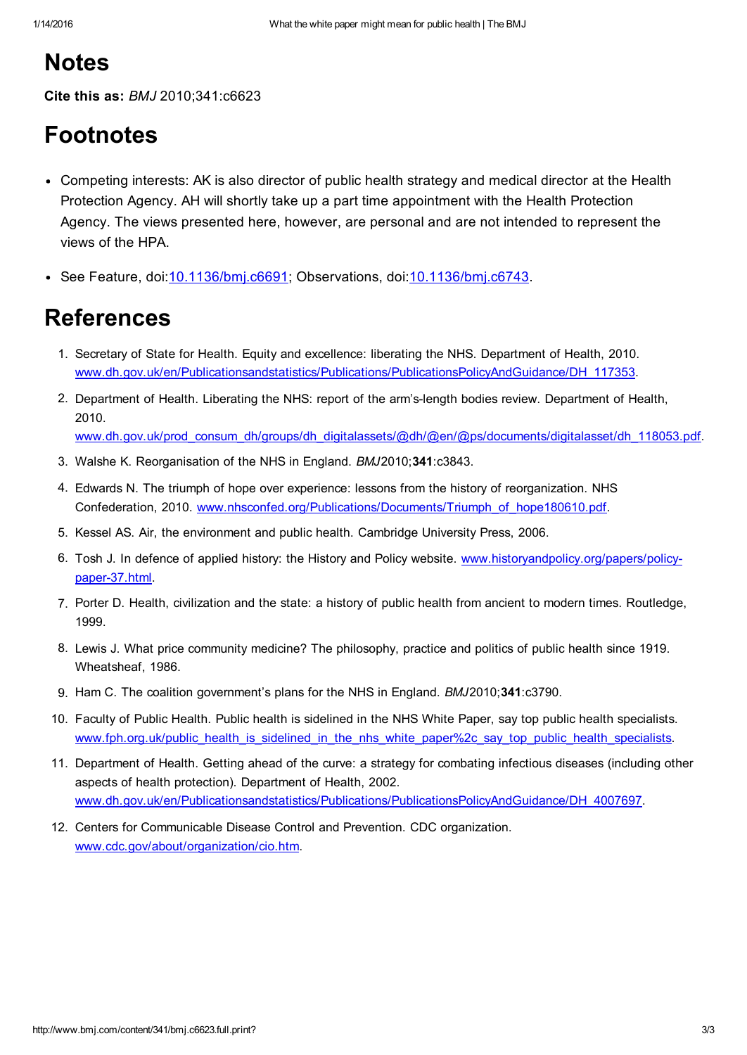# Notes

**Cite this as:** *BMJ* 2010;341:c6623

# Footnotes

- Competing interests: AK is also director of public health strategy and medical director at the Health Protection Agency. AH will shortly take up a part time appointment with the Health Protection Agency. The views presented here, however, are personal and are not intended to represent the views of the HPA.
- See Feature, doi:10.1136/bmj.c6691; Observations, doi:10.1136/bmj.c6743.

# References

1. Secretary of State for Health. Equity and excellence: liberating the NHS. Department of Health, 2010. www.dh.gov.uk/en/Publicationsandstatistics/Publications/PublicationsPolicyAndGuidance/DH_117353.
2. Department of Health. Liberating the NHS: report of the arm's-length bodies review. Department of Health, 2010. www.dh.gov.uk/prod_consum_dh/groups/dh_digitalassets/@dh/@en/@ps/documents/digitalasset/dh_118053.pdf.
3. Walshe K. Reorganisation of the NHS in England. *BMJ* 2010;**341**:c3843.
4. Edwards N. The triumph of hope over experience: lessons from the history of reorganization. NHS Confederation, 2010. www.nhsconfed.org/Publications/Documents/Triumph_of_hope180610.pdf.
5. Kessel AS. Air, the environment and public health. Cambridge University Press, 2006.
6. Tosh J. In defence of applied history: the History and Policy website. www.historyandpolicy.org/papers/policy-paper-37.html.
7. Porter D. Health, civilization and the state: a history of public health from ancient to modern times. Routledge, 1999.
8. Lewis J. What price community medicine? The philosophy, practice and politics of public health since 1919. Wheatsheaf, 1986.
9. Ham C. The coalition government's plans for the NHS in England. *BMJ* 2010;**341**:c3790.
10. Faculty of Public Health. Public health is sidelined in the NHS White Paper, say top public health specialists. www.fph.org.uk/public_health_is_sidelined_in_the_nhs_white_paper%2c_say_top_public_health_specialists.
11. Department of Health. Getting ahead of the curve: a strategy for combating infectious diseases (including other aspects of health protection). Department of Health, 2002. www.dh.gov.uk/en/Publicationsandstatistics/Publications/PublicationsPolicyAndGuidance/DH_4007697.
12. Centers for Communicable Disease Control and Prevention. CDC organization. www.cdc.gov/about/organization/cio.htm.